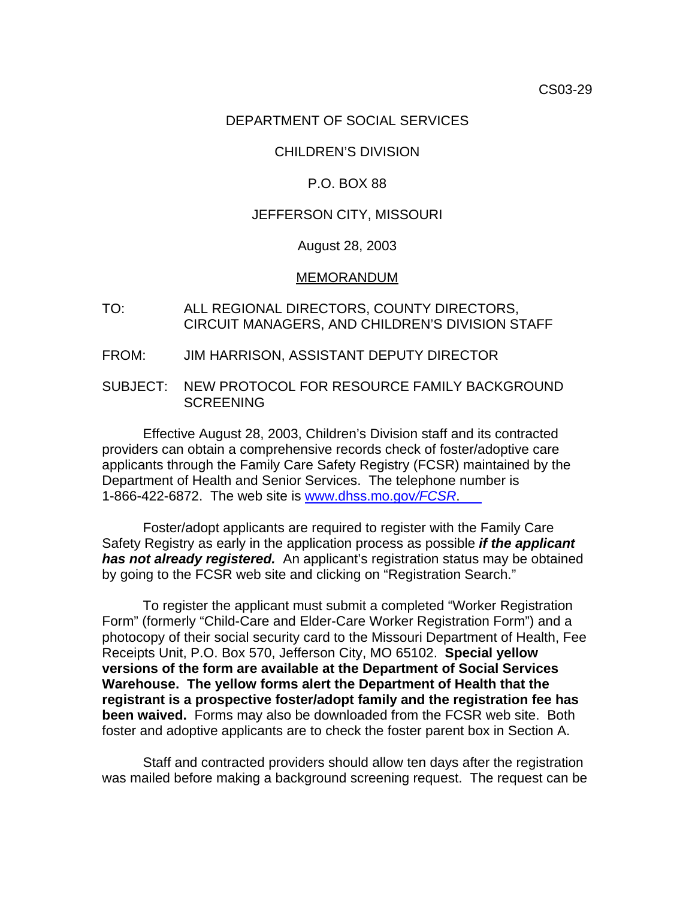CS03-29

DEPARTMENT OF SOCIAL SERVICES

CHILDREN'S DIVISION

P.O. BOX 88

JEFFERSON CITY, MISSOURI

August 28, 2003

MEMORANDUM

TO: ALL REGIONAL DIRECTORS, COUNTY DIRECTORS, CIRCUIT MANAGERS, AND CHILDREN'S DIVISION STAFF

FROM: JIM HARRISON, ASSISTANT DEPUTY DIRECTOR

SUBJECT: NEW PROTOCOL FOR RESOURCE FAMILY BACKGROUND SCREENING

Effective August 28, 2003, Children's Division staff and its contracted providers can obtain a comprehensive records check of foster/adoptive care applicants through the Family Care Safety Registry (FCSR) maintained by the Department of Health and Senior Services. The telephone number is 1-866-422-6872. The web site is [www.dhss.mo.gov/*FCSR*.](www.dhss.mo.gov/FCSR)

Foster/adopt applicants are required to register with the Family Care Safety Registry as early in the application process as possible ***if the applicant has not already registered.*** An applicant's registration status may be obtained by going to the FCSR web site and clicking on "Registration Search."

To register the applicant must submit a completed "Worker Registration Form" (formerly "Child-Care and Elder-Care Worker Registration Form") and a photocopy of their social security card to the Missouri Department of Health, Fee Receipts Unit, P.O. Box 570, Jefferson City, MO 65102. **Special yellow versions of the form are available at the Department of Social Services Warehouse. The yellow forms alert the Department of Health that the registrant is a prospective foster/adopt family and the registration fee has been waived.** Forms may also be downloaded from the FCSR web site. Both foster and adoptive applicants are to check the foster parent box in Section A.

Staff and contracted providers should allow ten days after the registration was mailed before making a background screening request. The request can be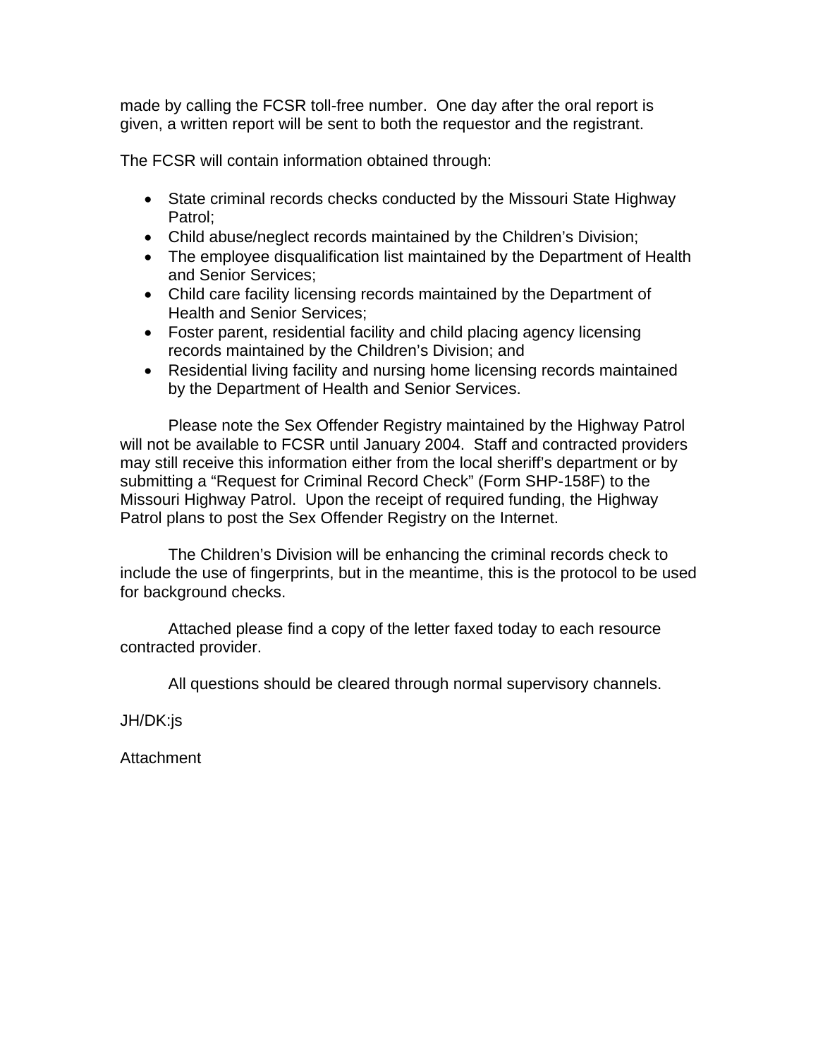made by calling the FCSR toll-free number. One day after the oral report is given, a written report will be sent to both the requestor and the registrant.

The FCSR will contain information obtained through:

- State criminal records checks conducted by the Missouri State Highway Patrol;
- Child abuse/neglect records maintained by the Children's Division;
- The employee disqualification list maintained by the Department of Health and Senior Services;
- Child care facility licensing records maintained by the Department of Health and Senior Services;
- Foster parent, residential facility and child placing agency licensing records maintained by the Children's Division; and
- Residential living facility and nursing home licensing records maintained by the Department of Health and Senior Services.

Please note the Sex Offender Registry maintained by the Highway Patrol will not be available to FCSR until January 2004. Staff and contracted providers may still receive this information either from the local sheriff's department or by submitting a "Request for Criminal Record Check" (Form SHP-158F) to the Missouri Highway Patrol. Upon the receipt of required funding, the Highway Patrol plans to post the Sex Offender Registry on the Internet.

The Children's Division will be enhancing the criminal records check to include the use of fingerprints, but in the meantime, this is the protocol to be used for background checks.

Attached please find a copy of the letter faxed today to each resource contracted provider.

All questions should be cleared through normal supervisory channels.

JH/DK:js

Attachment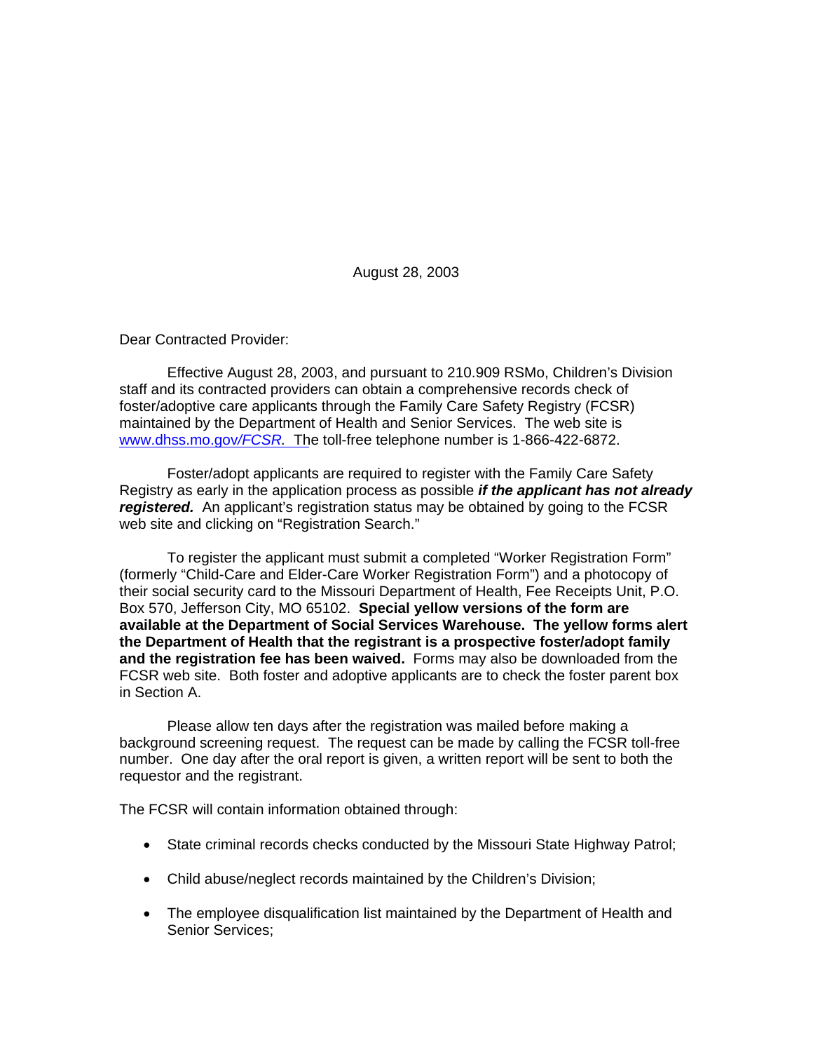August 28, 2003

Dear Contracted Provider:

Effective August 28, 2003, and pursuant to 210.909 RSMo, Children's Division staff and its contracted providers can obtain a comprehensive records check of foster/adoptive care applicants through the Family Care Safety Registry (FCSR) maintained by the Department of Health and Senior Services. The web site is www.dhss.mo.gov/FCSR. The toll-free telephone number is 1-866-422-6872.

Foster/adopt applicants are required to register with the Family Care Safety Registry as early in the application process as possible ***if the applicant has not already registered.*** An applicant's registration status may be obtained by going to the FCSR web site and clicking on "Registration Search."

To register the applicant must submit a completed "Worker Registration Form" (formerly "Child-Care and Elder-Care Worker Registration Form") and a photocopy of their social security card to the Missouri Department of Health, Fee Receipts Unit, P.O. Box 570, Jefferson City, MO 65102. **Special yellow versions of the form are available at the Department of Social Services Warehouse. The yellow forms alert the Department of Health that the registrant is a prospective foster/adopt family and the registration fee has been waived.** Forms may also be downloaded from the FCSR web site. Both foster and adoptive applicants are to check the foster parent box in Section A.

Please allow ten days after the registration was mailed before making a background screening request. The request can be made by calling the FCSR toll-free number. One day after the oral report is given, a written report will be sent to both the requestor and the registrant.

The FCSR will contain information obtained through:

- State criminal records checks conducted by the Missouri State Highway Patrol;
- Child abuse/neglect records maintained by the Children's Division;
- The employee disqualification list maintained by the Department of Health and Senior Services;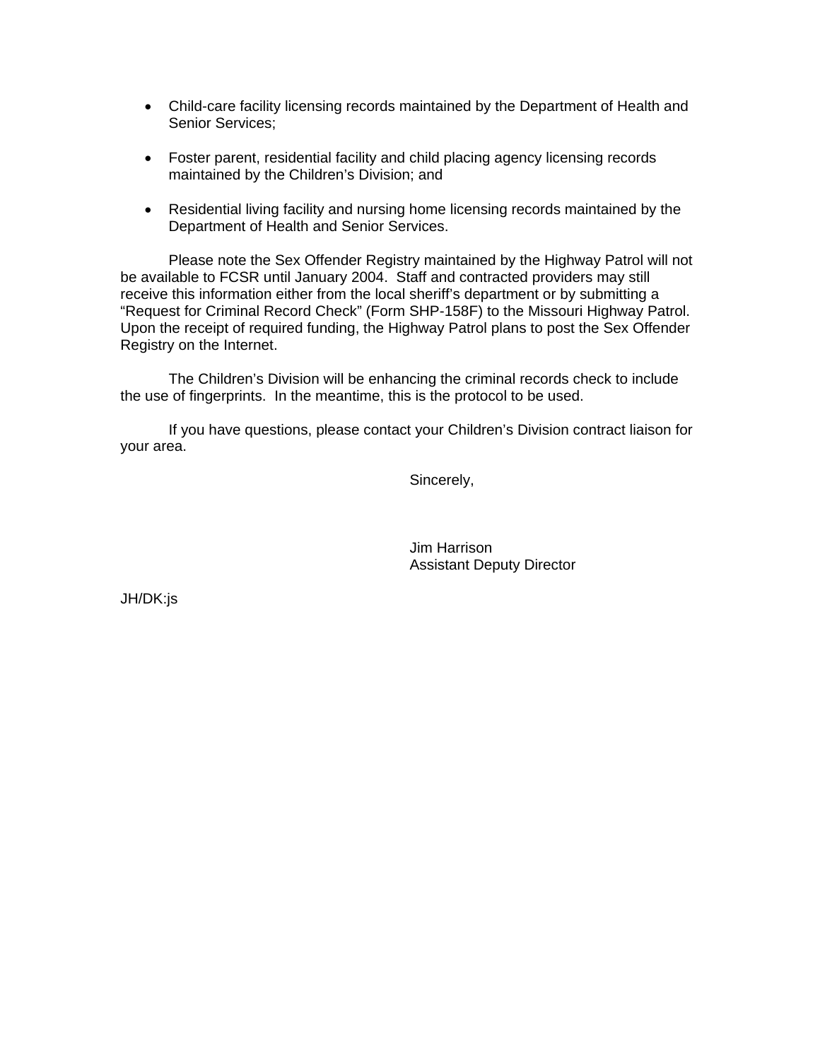- Child-care facility licensing records maintained by the Department of Health and Senior Services;

- Foster parent, residential facility and child placing agency licensing records maintained by the Children's Division; and

- Residential living facility and nursing home licensing records maintained by the Department of Health and Senior Services.

Please note the Sex Offender Registry maintained by the Highway Patrol will not be available to FCSR until January 2004. Staff and contracted providers may still receive this information either from the local sheriff's department or by submitting a "Request for Criminal Record Check" (Form SHP-158F) to the Missouri Highway Patrol. Upon the receipt of required funding, the Highway Patrol plans to post the Sex Offender Registry on the Internet.

The Children's Division will be enhancing the criminal records check to include the use of fingerprints. In the meantime, this is the protocol to be used.

If you have questions, please contact your Children's Division contract liaison for your area.

Sincerely,

Jim Harrison
Assistant Deputy Director

JH/DK:js